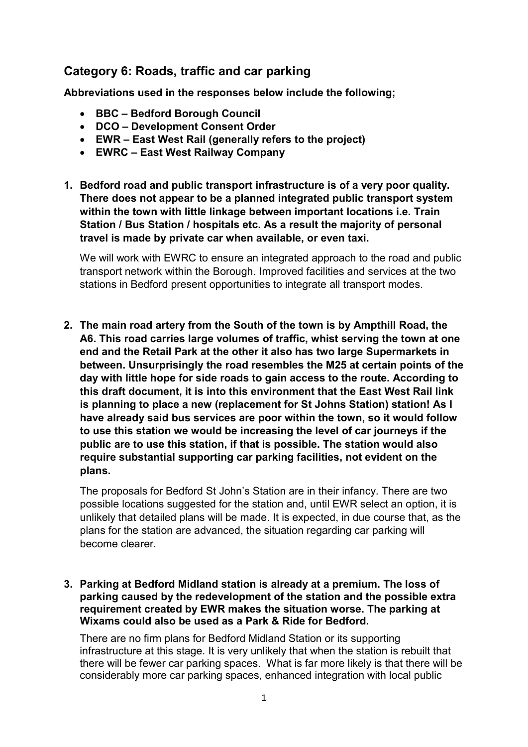## Category 6: Roads, traffic and car parking

**Abbreviations used in the responses below include the following;**

- **BBC – Bedford Borough Council**
- **DCO – Development Consent Order**
- **EWR – East West Rail (generally refers to the project)**
- **EWRC – East West Railway Company**

**1. Bedford road and public transport infrastructure is of a very poor quality. There does not appear to be a planned integrated public transport system within the town with little linkage between important locations i.e. Train Station / Bus Station / hospitals etc. As a result the majority of personal travel is made by private car when available, or even taxi.**

We will work with EWRC to ensure an integrated approach to the road and public transport network within the Borough. Improved facilities and services at the two stations in Bedford present opportunities to integrate all transport modes.

**2. The main road artery from the South of the town is by Ampthill Road, the A6. This road carries large volumes of traffic, whist serving the town at one end and the Retail Park at the other it also has two large Supermarkets in between. Unsurprisingly the road resembles the M25 at certain points of the day with little hope for side roads to gain access to the route. According to this draft document, it is into this environment that the East West Rail link is planning to place a new (replacement for St Johns Station) station! As I have already said bus services are poor within the town, so it would follow to use this station we would be increasing the level of car journeys if the public are to use this station, if that is possible. The station would also require substantial supporting car parking facilities, not evident on the plans.**

The proposals for Bedford St John's Station are in their infancy. There are two possible locations suggested for the station and, until EWR select an option, it is unlikely that detailed plans will be made. It is expected, in due course that, as the plans for the station are advanced, the situation regarding car parking will become clearer.

**3. Parking at Bedford Midland station is already at a premium. The loss of parking caused by the redevelopment of the station and the possible extra requirement created by EWR makes the situation worse. The parking at Wixams could also be used as a Park & Ride for Bedford.**

There are no firm plans for Bedford Midland Station or its supporting infrastructure at this stage. It is very unlikely that when the station is rebuilt that there will be fewer car parking spaces. What is far more likely is that there will be considerably more car parking spaces, enhanced integration with local public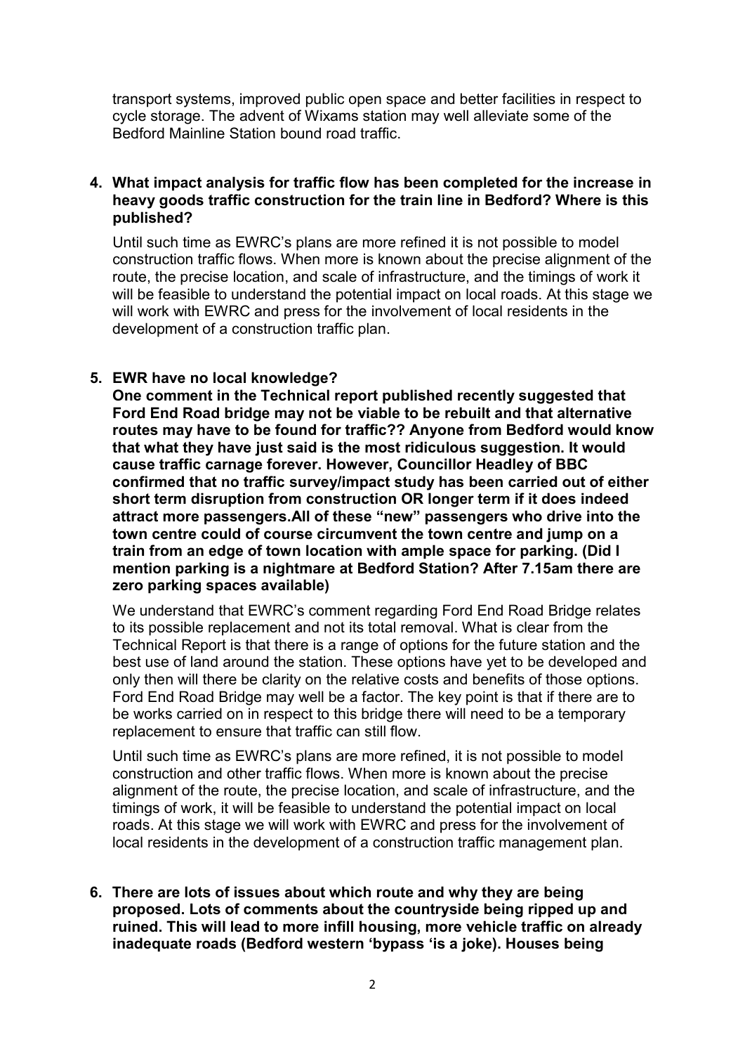transport systems, improved public open space and better facilities in respect to cycle storage. The advent of Wixams station may well alleviate some of the Bedford Mainline Station bound road traffic.

4. **What impact analysis for traffic flow has been completed for the increase in heavy goods traffic construction for the train line in Bedford? Where is this published?**

   Until such time as EWRC's plans are more refined it is not possible to model construction traffic flows. When more is known about the precise alignment of the route, the precise location, and scale of infrastructure, and the timings of work it will be feasible to understand the potential impact on local roads. At this stage we will work with EWRC and press for the involvement of local residents in the development of a construction traffic plan.

5. **EWR have no local knowledge?**
   **One comment in the Technical report published recently suggested that Ford End Road bridge may not be viable to be rebuilt and that alternative routes may have to be found for traffic?? Anyone from Bedford would know that what they have just said is the most ridiculous suggestion. It would cause traffic carnage forever. However, Councillor Headley of BBC confirmed that no traffic survey/impact study has been carried out of either short term disruption from construction OR longer term if it does indeed attract more passengers.All of these "new" passengers who drive into the town centre could of course circumvent the town centre and jump on a train from an edge of town location with ample space for parking. (Did I mention parking is a nightmare at Bedford Station? After 7.15am there are zero parking spaces available)**

   We understand that EWRC's comment regarding Ford End Road Bridge relates to its possible replacement and not its total removal. What is clear from the Technical Report is that there is a range of options for the future station and the best use of land around the station. These options have yet to be developed and only then will there be clarity on the relative costs and benefits of those options. Ford End Road Bridge may well be a factor. The key point is that if there are to be works carried on in respect to this bridge there will need to be a temporary replacement to ensure that traffic can still flow.

   Until such time as EWRC's plans are more refined, it is not possible to model construction and other traffic flows. When more is known about the precise alignment of the route, the precise location, and scale of infrastructure, and the timings of work, it will be feasible to understand the potential impact on local roads. At this stage we will work with EWRC and press for the involvement of local residents in the development of a construction traffic management plan.

6. **There are lots of issues about which route and why they are being proposed. Lots of comments about the countryside being ripped up and ruined. This will lead to more infill housing, more vehicle traffic on already inadequate roads (Bedford western 'bypass 'is a joke). Houses being**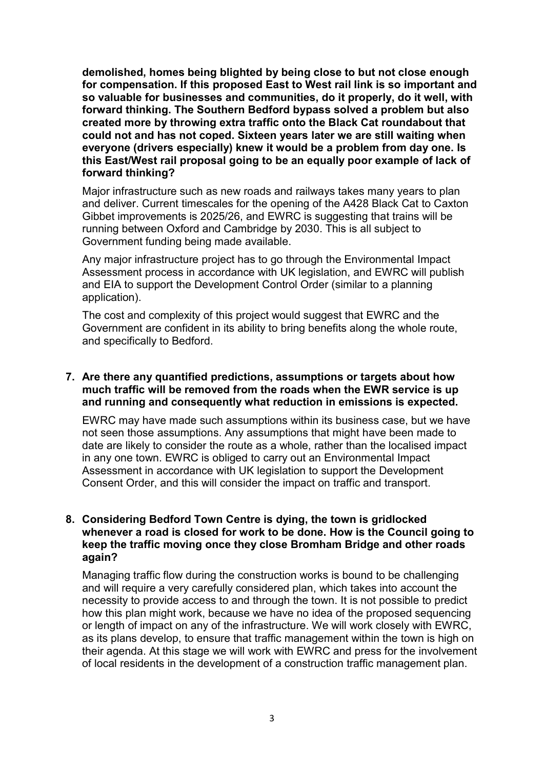**demolished, homes being blighted by being close to but not close enough for compensation. If this proposed East to West rail link is so important and so valuable for businesses and communities, do it properly, do it well, with forward thinking. The Southern Bedford bypass solved a problem but also created more by throwing extra traffic onto the Black Cat roundabout that could not and has not coped. Sixteen years later we are still waiting when everyone (drivers especially) knew it would be a problem from day one. Is this East/West rail proposal going to be an equally poor example of lack of forward thinking?**

Major infrastructure such as new roads and railways takes many years to plan and deliver. Current timescales for the opening of the A428 Black Cat to Caxton Gibbet improvements is 2025/26, and EWRC is suggesting that trains will be running between Oxford and Cambridge by 2030. This is all subject to Government funding being made available.

Any major infrastructure project has to go through the Environmental Impact Assessment process in accordance with UK legislation, and EWRC will publish and EIA to support the Development Control Order (similar to a planning application).

The cost and complexity of this project would suggest that EWRC and the Government are confident in its ability to bring benefits along the whole route, and specifically to Bedford.

7. **Are there any quantified predictions, assumptions or targets about how much traffic will be removed from the roads when the EWR service is up and running and consequently what reduction in emissions is expected.**

   EWRC may have made such assumptions within its business case, but we have not seen those assumptions. Any assumptions that might have been made to date are likely to consider the route as a whole, rather than the localised impact in any one town. EWRC is obliged to carry out an Environmental Impact Assessment in accordance with UK legislation to support the Development Consent Order, and this will consider the impact on traffic and transport.

8. **Considering Bedford Town Centre is dying, the town is gridlocked whenever a road is closed for work to be done. How is the Council going to keep the traffic moving once they close Bromham Bridge and other roads again?**

   Managing traffic flow during the construction works is bound to be challenging and will require a very carefully considered plan, which takes into account the necessity to provide access to and through the town. It is not possible to predict how this plan might work, because we have no idea of the proposed sequencing or length of impact on any of the infrastructure. We will work closely with EWRC, as its plans develop, to ensure that traffic management within the town is high on their agenda. At this stage we will work with EWRC and press for the involvement of local residents in the development of a construction traffic management plan.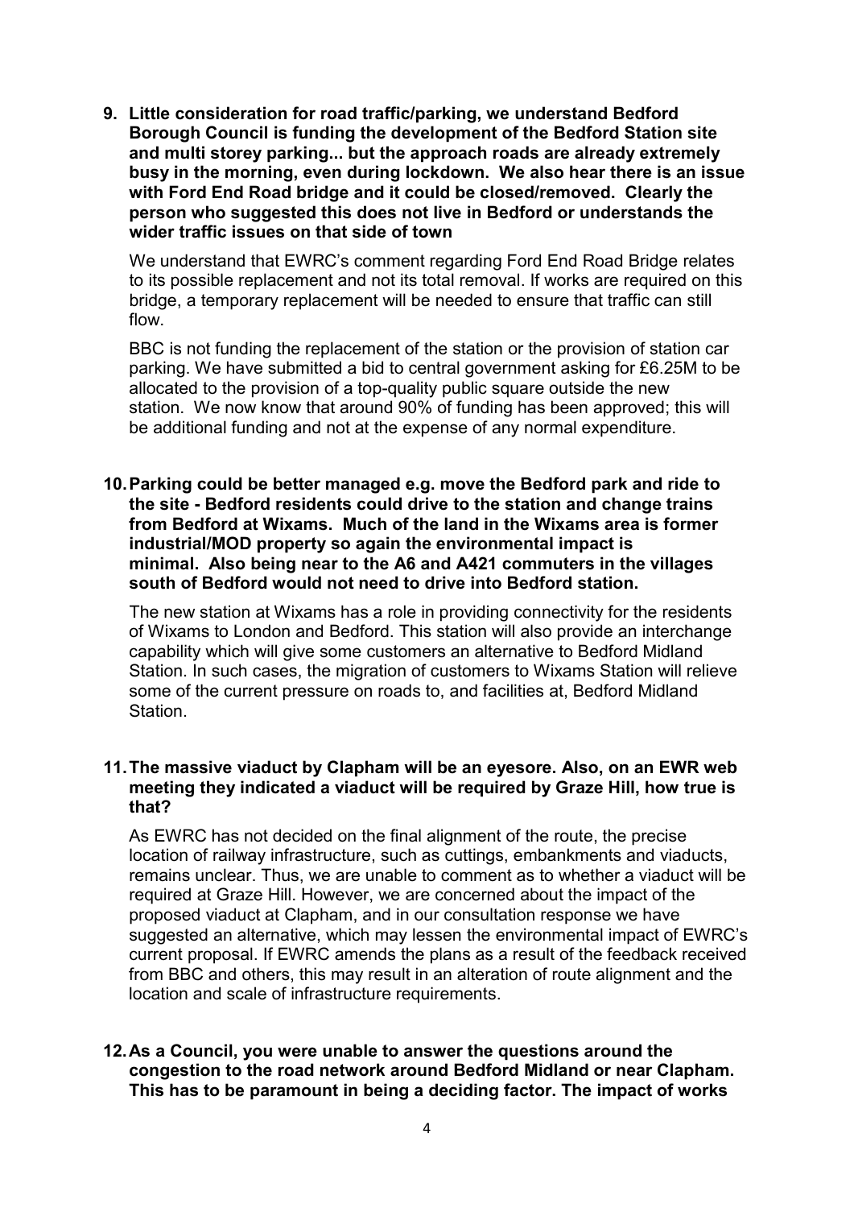**9. Little consideration for road traffic/parking, we understand Bedford Borough Council is funding the development of the Bedford Station site and multi storey parking... but the approach roads are already extremely busy in the morning, even during lockdown. We also hear there is an issue with Ford End Road bridge and it could be closed/removed. Clearly the person who suggested this does not live in Bedford or understands the wider traffic issues on that side of town**

We understand that EWRC's comment regarding Ford End Road Bridge relates to its possible replacement and not its total removal. If works are required on this bridge, a temporary replacement will be needed to ensure that traffic can still flow.

BBC is not funding the replacement of the station or the provision of station car parking. We have submitted a bid to central government asking for £6.25M to be allocated to the provision of a top-quality public square outside the new station. We now know that around 90% of funding has been approved; this will be additional funding and not at the expense of any normal expenditure.

**10. Parking could be better managed e.g. move the Bedford park and ride to the site - Bedford residents could drive to the station and change trains from Bedford at Wixams. Much of the land in the Wixams area is former industrial/MOD property so again the environmental impact is minimal. Also being near to the A6 and A421 commuters in the villages south of Bedford would not need to drive into Bedford station.**

The new station at Wixams has a role in providing connectivity for the residents of Wixams to London and Bedford. This station will also provide an interchange capability which will give some customers an alternative to Bedford Midland Station. In such cases, the migration of customers to Wixams Station will relieve some of the current pressure on roads to, and facilities at, Bedford Midland Station.

**11. The massive viaduct by Clapham will be an eyesore. Also, on an EWR web meeting they indicated a viaduct will be required by Graze Hill, how true is that?**

As EWRC has not decided on the final alignment of the route, the precise location of railway infrastructure, such as cuttings, embankments and viaducts, remains unclear. Thus, we are unable to comment as to whether a viaduct will be required at Graze Hill. However, we are concerned about the impact of the proposed viaduct at Clapham, and in our consultation response we have suggested an alternative, which may lessen the environmental impact of EWRC's current proposal. If EWRC amends the plans as a result of the feedback received from BBC and others, this may result in an alteration of route alignment and the location and scale of infrastructure requirements.

**12. As a Council, you were unable to answer the questions around the congestion to the road network around Bedford Midland or near Clapham. This has to be paramount in being a deciding factor. The impact of works**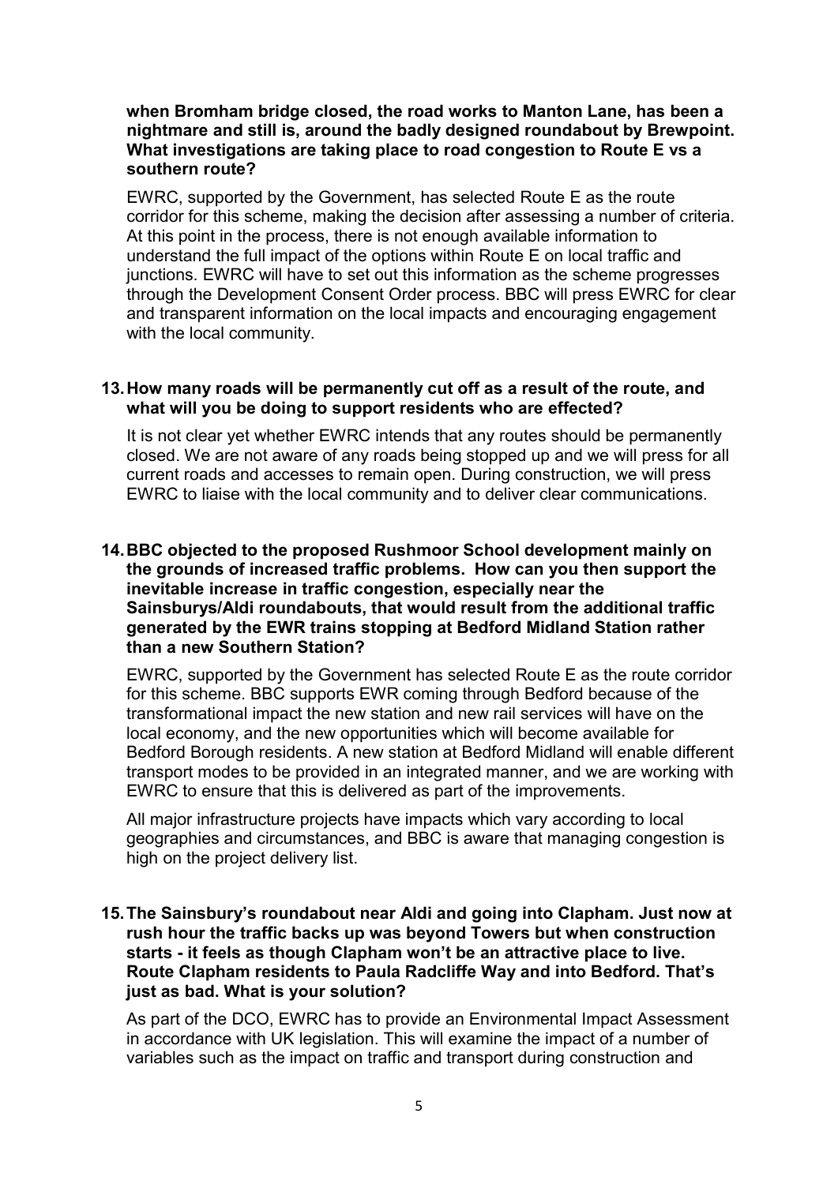**when Bromham bridge closed, the road works to Manton Lane, has been a nightmare and still is, around the badly designed roundabout by Brewpoint. What investigations are taking place to road congestion to Route E vs a southern route?**

EWRC, supported by the Government, has selected Route E as the route corridor for this scheme, making the decision after assessing a number of criteria. At this point in the process, there is not enough available information to understand the full impact of the options within Route E on local traffic and junctions. EWRC will have to set out this information as the scheme progresses through the Development Consent Order process. BBC will press EWRC for clear and transparent information on the local impacts and encouraging engagement with the local community.

**13. How many roads will be permanently cut off as a result of the route, and what will you be doing to support residents who are effected?**

It is not clear yet whether EWRC intends that any routes should be permanently closed. We are not aware of any roads being stopped up and we will press for all current roads and accesses to remain open. During construction, we will press EWRC to liaise with the local community and to deliver clear communications.

**14. BBC objected to the proposed Rushmoor School development mainly on the grounds of increased traffic problems. How can you then support the inevitable increase in traffic congestion, especially near the Sainsburys/Aldi roundabouts, that would result from the additional traffic generated by the EWR trains stopping at Bedford Midland Station rather than a new Southern Station?**

EWRC, supported by the Government has selected Route E as the route corridor for this scheme. BBC supports EWR coming through Bedford because of the transformational impact the new station and new rail services will have on the local economy, and the new opportunities which will become available for Bedford Borough residents. A new station at Bedford Midland will enable different transport modes to be provided in an integrated manner, and we are working with EWRC to ensure that this is delivered as part of the improvements.

All major infrastructure projects have impacts which vary according to local geographies and circumstances, and BBC is aware that managing congestion is high on the project delivery list.

**15. The Sainsbury's roundabout near Aldi and going into Clapham. Just now at rush hour the traffic backs up was beyond Towers but when construction starts - it feels as though Clapham won't be an attractive place to live. Route Clapham residents to Paula Radcliffe Way and into Bedford. That's just as bad. What is your solution?**

As part of the DCO, EWRC has to provide an Environmental Impact Assessment in accordance with UK legislation. This will examine the impact of a number of variables such as the impact on traffic and transport during construction and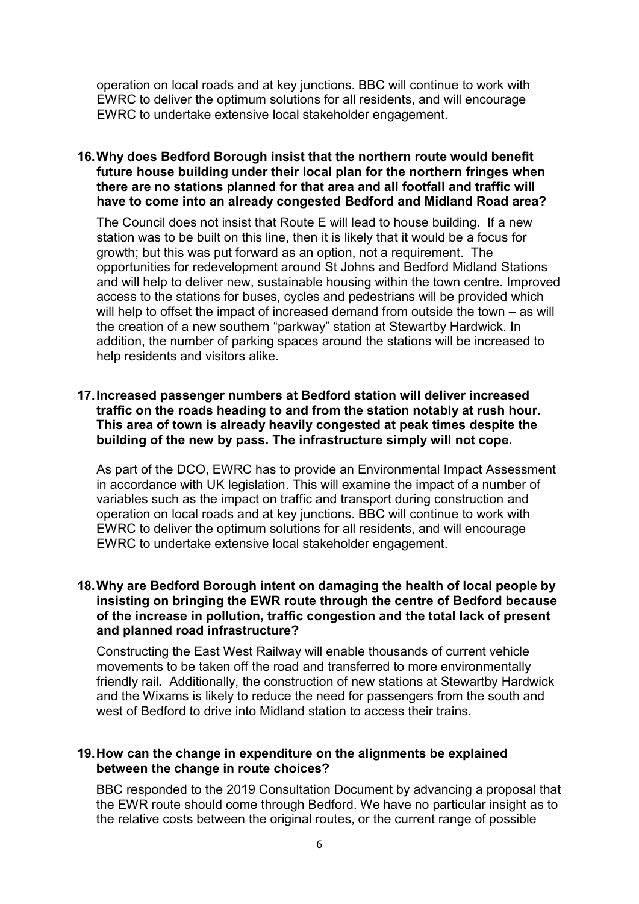operation on local roads and at key junctions. BBC will continue to work with EWRC to deliver the optimum solutions for all residents, and will encourage EWRC to undertake extensive local stakeholder engagement.

**16. Why does Bedford Borough insist that the northern route would benefit future house building under their local plan for the northern fringes when there are no stations planned for that area and all footfall and traffic will have to come into an already congested Bedford and Midland Road area?**

The Council does not insist that Route E will lead to house building. If a new station was to be built on this line, then it is likely that it would be a focus for growth; but this was put forward as an option, not a requirement. The opportunities for redevelopment around St Johns and Bedford Midland Stations and will help to deliver new, sustainable housing within the town centre. Improved access to the stations for buses, cycles and pedestrians will be provided which will help to offset the impact of increased demand from outside the town – as will the creation of a new southern "parkway" station at Stewartby Hardwick. In addition, the number of parking spaces around the stations will be increased to help residents and visitors alike.

**17. Increased passenger numbers at Bedford station will deliver increased traffic on the roads heading to and from the station notably at rush hour. This area of town is already heavily congested at peak times despite the building of the new by pass. The infrastructure simply will not cope.**

As part of the DCO, EWRC has to provide an Environmental Impact Assessment in accordance with UK legislation. This will examine the impact of a number of variables such as the impact on traffic and transport during construction and operation on local roads and at key junctions. BBC will continue to work with EWRC to deliver the optimum solutions for all residents, and will encourage EWRC to undertake extensive local stakeholder engagement.

**18. Why are Bedford Borough intent on damaging the health of local people by insisting on bringing the EWR route through the centre of Bedford because of the increase in pollution, traffic congestion and the total lack of present and planned road infrastructure?**

Constructing the East West Railway will enable thousands of current vehicle movements to be taken off the road and transferred to more environmentally friendly rail**.** Additionally, the construction of new stations at Stewartby Hardwick and the Wixams is likely to reduce the need for passengers from the south and west of Bedford to drive into Midland station to access their trains.

**19. How can the change in expenditure on the alignments be explained between the change in route choices?**

BBC responded to the 2019 Consultation Document by advancing a proposal that the EWR route should come through Bedford. We have no particular insight as to the relative costs between the original routes, or the current range of possible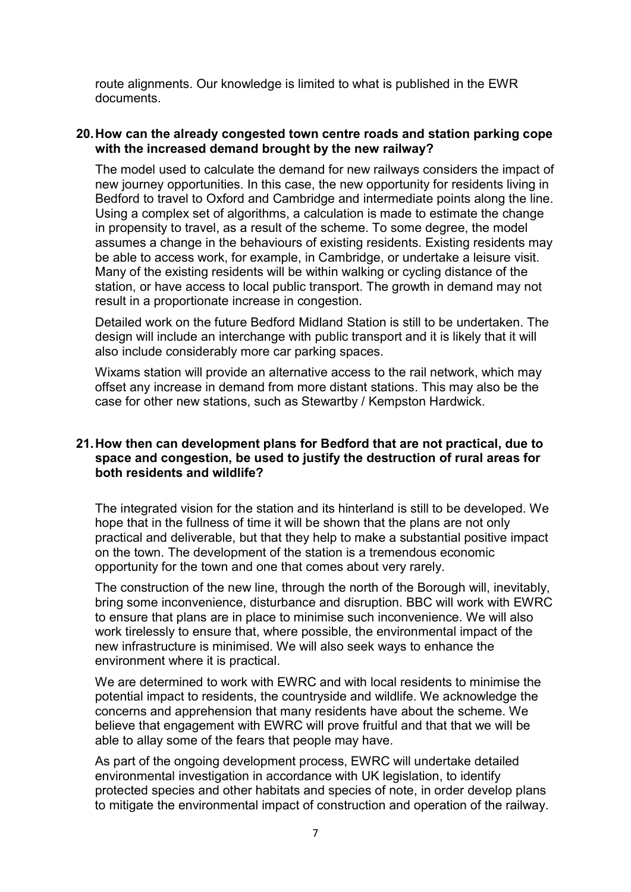route alignments. Our knowledge is limited to what is published in the EWR documents.

**20. How can the already congested town centre roads and station parking cope with the increased demand brought by the new railway?**

The model used to calculate the demand for new railways considers the impact of new journey opportunities. In this case, the new opportunity for residents living in Bedford to travel to Oxford and Cambridge and intermediate points along the line. Using a complex set of algorithms, a calculation is made to estimate the change in propensity to travel, as a result of the scheme. To some degree, the model assumes a change in the behaviours of existing residents. Existing residents may be able to access work, for example, in Cambridge, or undertake a leisure visit. Many of the existing residents will be within walking or cycling distance of the station, or have access to local public transport. The growth in demand may not result in a proportionate increase in congestion.

Detailed work on the future Bedford Midland Station is still to be undertaken. The design will include an interchange with public transport and it is likely that it will also include considerably more car parking spaces.

Wixams station will provide an alternative access to the rail network, which may offset any increase in demand from more distant stations. This may also be the case for other new stations, such as Stewartby / Kempston Hardwick.

**21. How then can development plans for Bedford that are not practical, due to space and congestion, be used to justify the destruction of rural areas for both residents and wildlife?**

The integrated vision for the station and its hinterland is still to be developed. We hope that in the fullness of time it will be shown that the plans are not only practical and deliverable, but that they help to make a substantial positive impact on the town. The development of the station is a tremendous economic opportunity for the town and one that comes about very rarely.

The construction of the new line, through the north of the Borough will, inevitably, bring some inconvenience, disturbance and disruption. BBC will work with EWRC to ensure that plans are in place to minimise such inconvenience. We will also work tirelessly to ensure that, where possible, the environmental impact of the new infrastructure is minimised. We will also seek ways to enhance the environment where it is practical.

We are determined to work with EWRC and with local residents to minimise the potential impact to residents, the countryside and wildlife. We acknowledge the concerns and apprehension that many residents have about the scheme. We believe that engagement with EWRC will prove fruitful and that that we will be able to allay some of the fears that people may have.

As part of the ongoing development process, EWRC will undertake detailed environmental investigation in accordance with UK legislation, to identify protected species and other habitats and species of note, in order develop plans to mitigate the environmental impact of construction and operation of the railway.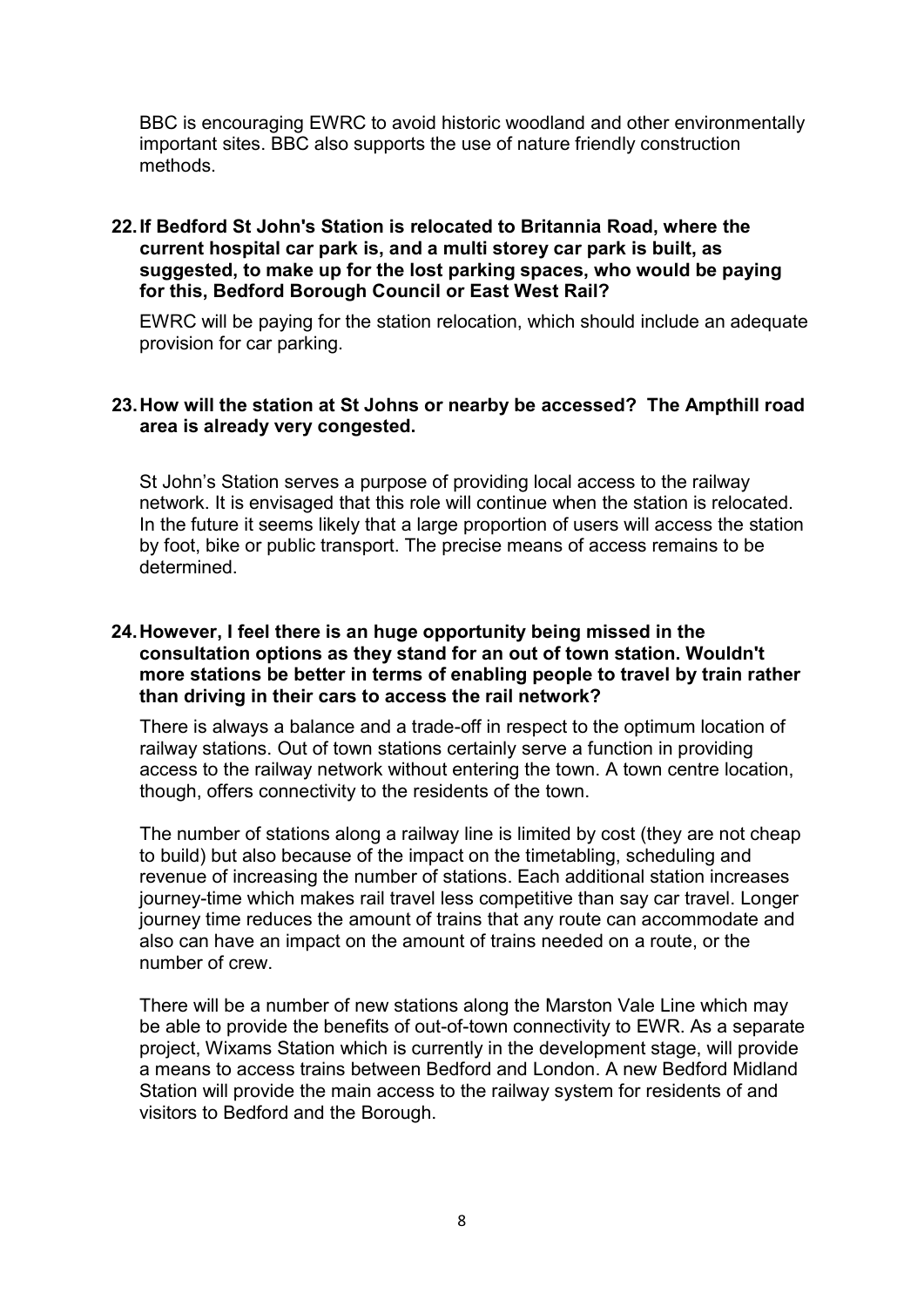BBC is encouraging EWRC to avoid historic woodland and other environmentally important sites. BBC also supports the use of nature friendly construction methods.

**22. If Bedford St John's Station is relocated to Britannia Road, where the current hospital car park is, and a multi storey car park is built, as suggested, to make up for the lost parking spaces, who would be paying for this, Bedford Borough Council or East West Rail?**

EWRC will be paying for the station relocation, which should include an adequate provision for car parking.

**23. How will the station at St Johns or nearby be accessed? The Ampthill road area is already very congested.**

St John's Station serves a purpose of providing local access to the railway network. It is envisaged that this role will continue when the station is relocated. In the future it seems likely that a large proportion of users will access the station by foot, bike or public transport. The precise means of access remains to be determined.

**24. However, I feel there is an huge opportunity being missed in the consultation options as they stand for an out of town station. Wouldn't more stations be better in terms of enabling people to travel by train rather than driving in their cars to access the rail network?**

There is always a balance and a trade-off in respect to the optimum location of railway stations. Out of town stations certainly serve a function in providing access to the railway network without entering the town. A town centre location, though, offers connectivity to the residents of the town.

The number of stations along a railway line is limited by cost (they are not cheap to build) but also because of the impact on the timetabling, scheduling and revenue of increasing the number of stations. Each additional station increases journey-time which makes rail travel less competitive than say car travel. Longer journey time reduces the amount of trains that any route can accommodate and also can have an impact on the amount of trains needed on a route, or the number of crew.

There will be a number of new stations along the Marston Vale Line which may be able to provide the benefits of out-of-town connectivity to EWR. As a separate project, Wixams Station which is currently in the development stage, will provide a means to access trains between Bedford and London. A new Bedford Midland Station will provide the main access to the railway system for residents of and visitors to Bedford and the Borough.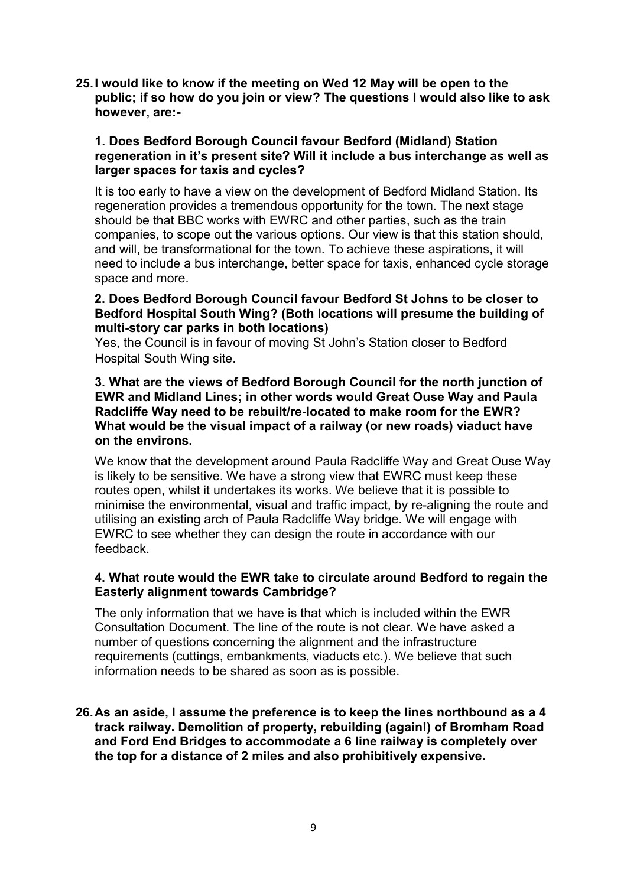**25. I would like to know if the meeting on Wed 12 May will be open to the public; if so how do you join or view? The questions I would also like to ask however, are:-**

**1. Does Bedford Borough Council favour Bedford (Midland) Station regeneration in it's present site? Will it include a bus interchange as well as larger spaces for taxis and cycles?**

It is too early to have a view on the development of Bedford Midland Station. Its regeneration provides a tremendous opportunity for the town. The next stage should be that BBC works with EWRC and other parties, such as the train companies, to scope out the various options. Our view is that this station should, and will, be transformational for the town. To achieve these aspirations, it will need to include a bus interchange, better space for taxis, enhanced cycle storage space and more.

**2. Does Bedford Borough Council favour Bedford St Johns to be closer to Bedford Hospital South Wing? (Both locations will presume the building of multi-story car parks in both locations)**

Yes, the Council is in favour of moving St John's Station closer to Bedford Hospital South Wing site.

**3. What are the views of Bedford Borough Council for the north junction of EWR and Midland Lines; in other words would Great Ouse Way and Paula Radcliffe Way need to be rebuilt/re-located to make room for the EWR? What would be the visual impact of a railway (or new roads) viaduct have on the environs.**

We know that the development around Paula Radcliffe Way and Great Ouse Way is likely to be sensitive. We have a strong view that EWRC must keep these routes open, whilst it undertakes its works. We believe that it is possible to minimise the environmental, visual and traffic impact, by re-aligning the route and utilising an existing arch of Paula Radcliffe Way bridge. We will engage with EWRC to see whether they can design the route in accordance with our feedback.

**4. What route would the EWR take to circulate around Bedford to regain the Easterly alignment towards Cambridge?**

The only information that we have is that which is included within the EWR Consultation Document. The line of the route is not clear. We have asked a number of questions concerning the alignment and the infrastructure requirements (cuttings, embankments, viaducts etc.). We believe that such information needs to be shared as soon as is possible.

**26. As an aside, I assume the preference is to keep the lines northbound as a 4 track railway. Demolition of property, rebuilding (again!) of Bromham Road and Ford End Bridges to accommodate a 6 line railway is completely over the top for a distance of 2 miles and also prohibitively expensive.**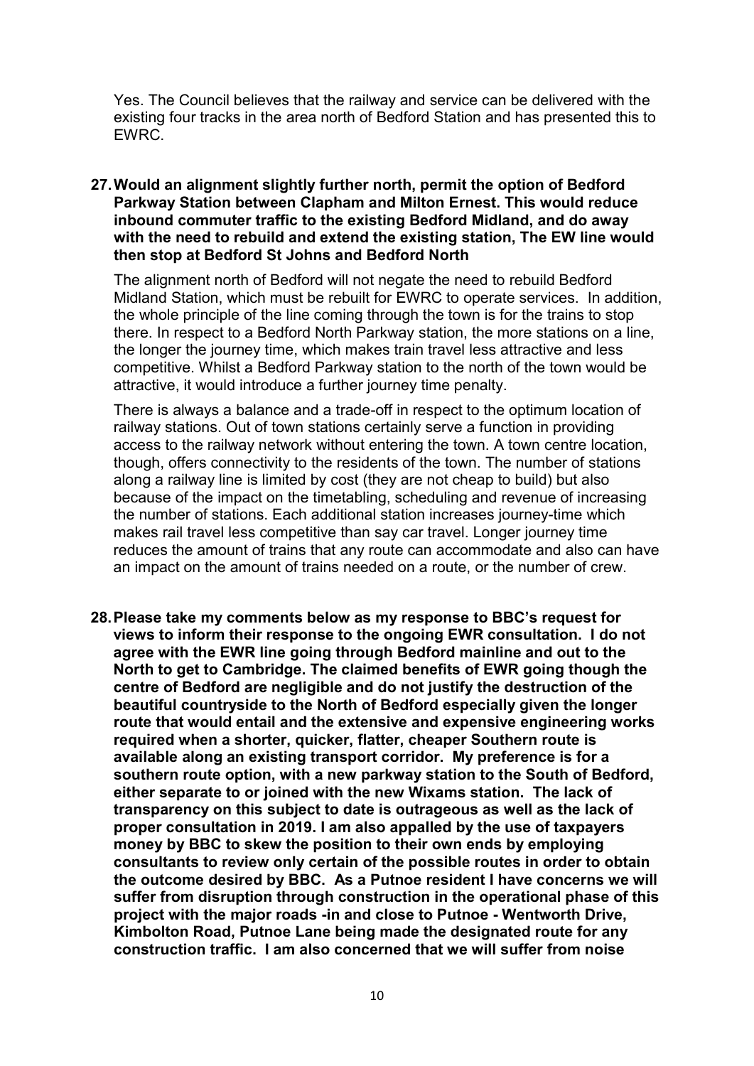Yes. The Council believes that the railway and service can be delivered with the existing four tracks in the area north of Bedford Station and has presented this to EWRC.

27. **Would an alignment slightly further north, permit the option of Bedford Parkway Station between Clapham and Milton Ernest. This would reduce inbound commuter traffic to the existing Bedford Midland, and do away with the need to rebuild and extend the existing station, The EW line would then stop at Bedford St Johns and Bedford North**

    The alignment north of Bedford will not negate the need to rebuild Bedford Midland Station, which must be rebuilt for EWRC to operate services. In addition, the whole principle of the line coming through the town is for the trains to stop there. In respect to a Bedford North Parkway station, the more stations on a line, the longer the journey time, which makes train travel less attractive and less competitive. Whilst a Bedford Parkway station to the north of the town would be attractive, it would introduce a further journey time penalty.

    There is always a balance and a trade-off in respect to the optimum location of railway stations. Out of town stations certainly serve a function in providing access to the railway network without entering the town. A town centre location, though, offers connectivity to the residents of the town. The number of stations along a railway line is limited by cost (they are not cheap to build) but also because of the impact on the timetabling, scheduling and revenue of increasing the number of stations. Each additional station increases journey-time which makes rail travel less competitive than say car travel. Longer journey time reduces the amount of trains that any route can accommodate and also can have an impact on the amount of trains needed on a route, or the number of crew.

28. **Please take my comments below as my response to BBC's request for views to inform their response to the ongoing EWR consultation. I do not agree with the EWR line going through Bedford mainline and out to the North to get to Cambridge. The claimed benefits of EWR going though the centre of Bedford are negligible and do not justify the destruction of the beautiful countryside to the North of Bedford especially given the longer route that would entail and the extensive and expensive engineering works required when a shorter, quicker, flatter, cheaper Southern route is available along an existing transport corridor. My preference is for a southern route option, with a new parkway station to the South of Bedford, either separate to or joined with the new Wixams station. The lack of transparency on this subject to date is outrageous as well as the lack of proper consultation in 2019. I am also appalled by the use of taxpayers money by BBC to skew the position to their own ends by employing consultants to review only certain of the possible routes in order to obtain the outcome desired by BBC. As a Putnoe resident I have concerns we will suffer from disruption through construction in the operational phase of this project with the major roads -in and close to Putnoe - Wentworth Drive, Kimbolton Road, Putnoe Lane being made the designated route for any construction traffic. I am also concerned that we will suffer from noise**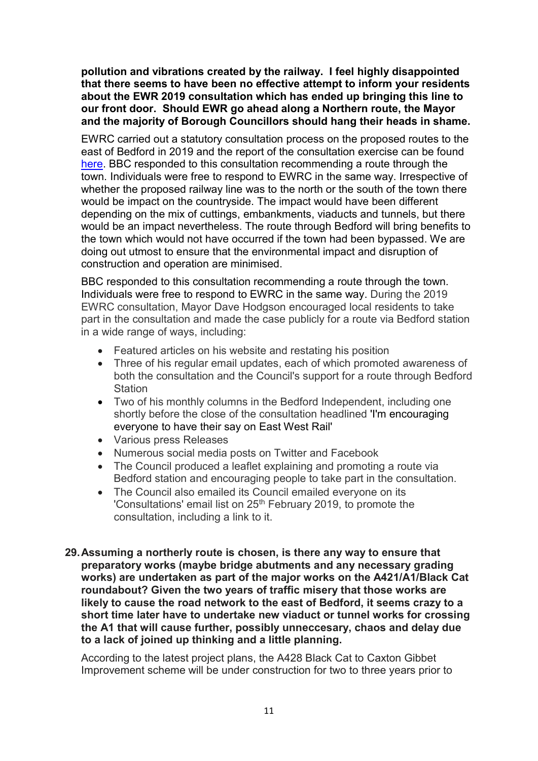**pollution and vibrations created by the railway. I feel highly disappointed that there seems to have been no effective attempt to inform your residents about the EWR 2019 consultation which has ended up bringing this line to our front door. Should EWR go ahead along a Northern route, the Mayor and the majority of Borough Councillors should hang their heads in shame.**

EWRC carried out a statutory consultation process on the proposed routes to the east of Bedford in 2019 and the report of the consultation exercise can be found here. BBC responded to this consultation recommending a route through the town. Individuals were free to respond to EWRC in the same way. Irrespective of whether the proposed railway line was to the north or the south of the town there would be impact on the countryside. The impact would have been different depending on the mix of cuttings, embankments, viaducts and tunnels, but there would be an impact nevertheless. The route through Bedford will bring benefits to the town which would not have occurred if the town had been bypassed. We are doing out utmost to ensure that the environmental impact and disruption of construction and operation are minimised.

BBC responded to this consultation recommending a route through the town. Individuals were free to respond to EWRC in the same way. During the 2019 EWRC consultation, Mayor Dave Hodgson encouraged local residents to take part in the consultation and made the case publicly for a route via Bedford station in a wide range of ways, including:

- Featured articles on his website and restating his position
- Three of his regular email updates, each of which promoted awareness of both the consultation and the Council's support for a route through Bedford Station
- Two of his monthly columns in the Bedford Independent, including one shortly before the close of the consultation headlined 'I'm encouraging everyone to have their say on East West Rail'
- Various press Releases
- Numerous social media posts on Twitter and Facebook
- The Council produced a leaflet explaining and promoting a route via Bedford station and encouraging people to take part in the consultation.
- The Council also emailed its Council emailed everyone on its 'Consultations' email list on 25th February 2019, to promote the consultation, including a link to it.

**29. Assuming a northerly route is chosen, is there any way to ensure that preparatory works (maybe bridge abutments and any necessary grading works) are undertaken as part of the major works on the A421/A1/Black Cat roundabout? Given the two years of traffic misery that those works are likely to cause the road network to the east of Bedford, it seems crazy to a short time later have to undertake new viaduct or tunnel works for crossing the A1 that will cause further, possibly unneccesary, chaos and delay due to a lack of joined up thinking and a little planning.**

According to the latest project plans, the A428 Black Cat to Caxton Gibbet Improvement scheme will be under construction for two to three years prior to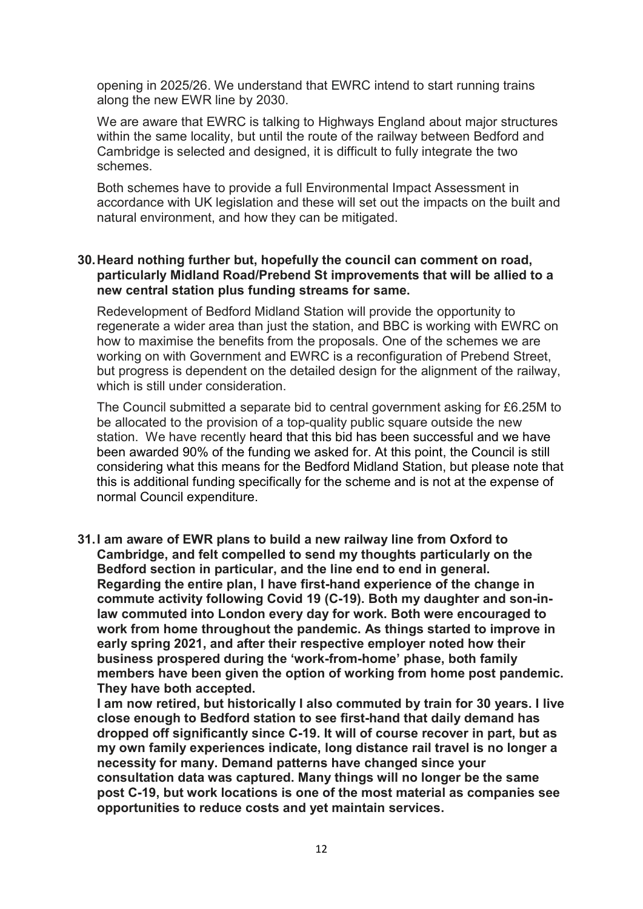opening in 2025/26. We understand that EWRC intend to start running trains along the new EWR line by 2030.

We are aware that EWRC is talking to Highways England about major structures within the same locality, but until the route of the railway between Bedford and Cambridge is selected and designed, it is difficult to fully integrate the two schemes.

Both schemes have to provide a full Environmental Impact Assessment in accordance with UK legislation and these will set out the impacts on the built and natural environment, and how they can be mitigated.

**30. Heard nothing further but, hopefully the council can comment on road, particularly Midland Road/Prebend St improvements that will be allied to a new central station plus funding streams for same.**

Redevelopment of Bedford Midland Station will provide the opportunity to regenerate a wider area than just the station, and BBC is working with EWRC on how to maximise the benefits from the proposals. One of the schemes we are working on with Government and EWRC is a reconfiguration of Prebend Street, but progress is dependent on the detailed design for the alignment of the railway, which is still under consideration.

The Council submitted a separate bid to central government asking for £6.25M to be allocated to the provision of a top-quality public square outside the new station. We have recently heard that this bid has been successful and we have been awarded 90% of the funding we asked for. At this point, the Council is still considering what this means for the Bedford Midland Station, but please note that this is additional funding specifically for the scheme and is not at the expense of normal Council expenditure.

**31. I am aware of EWR plans to build a new railway line from Oxford to Cambridge, and felt compelled to send my thoughts particularly on the Bedford section in particular, and the line end to end in general. Regarding the entire plan, I have first-hand experience of the change in commute activity following Covid 19 (C-19). Both my daughter and son-in-law commuted into London every day for work. Both were encouraged to work from home throughout the pandemic. As things started to improve in early spring 2021, and after their respective employer noted how their business prospered during the 'work-from-home' phase, both family members have been given the option of working from home post pandemic. They have both accepted.**

**I am now retired, but historically I also commuted by train for 30 years. I live close enough to Bedford station to see first-hand that daily demand has dropped off significantly since C-19. It will of course recover in part, but as my own family experiences indicate, long distance rail travel is no longer a necessity for many. Demand patterns have changed since your consultation data was captured. Many things will no longer be the same post C-19, but work locations is one of the most material as companies see opportunities to reduce costs and yet maintain services.**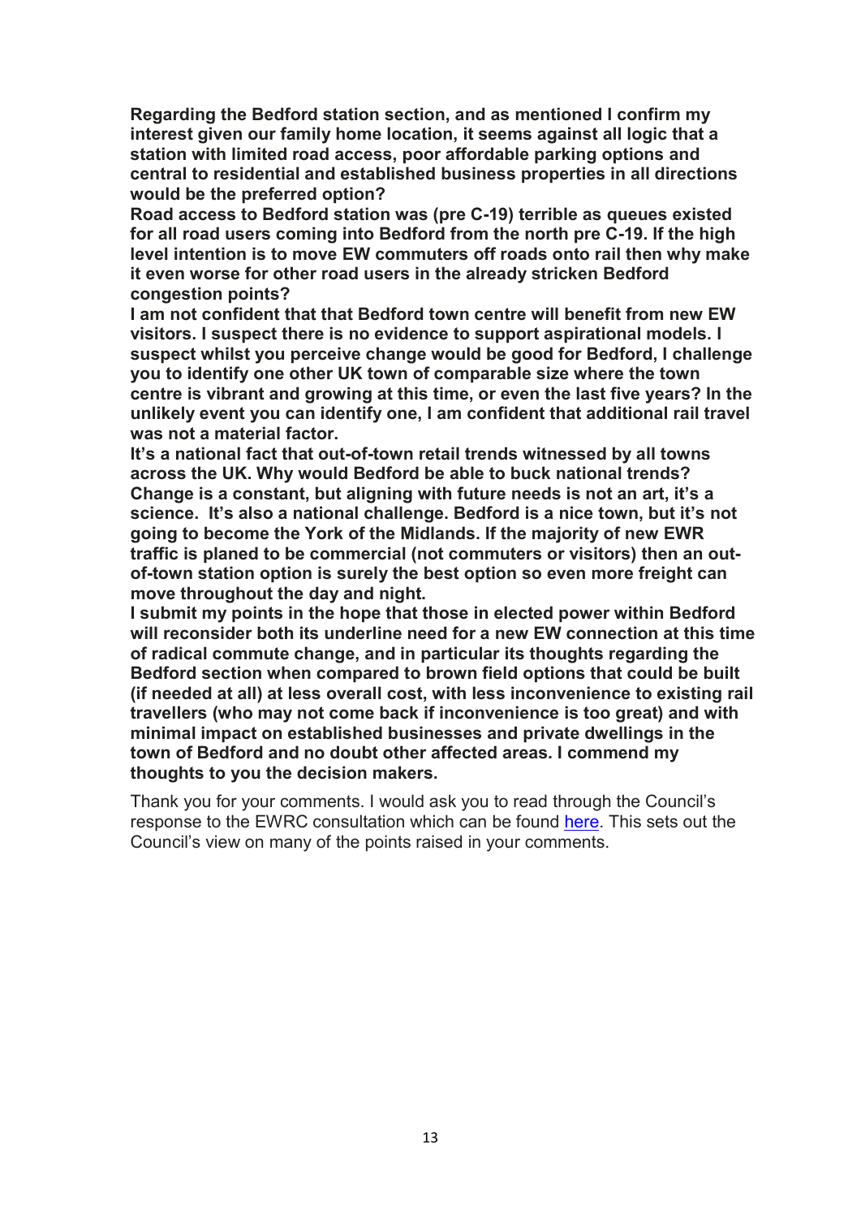**Regarding the Bedford station section, and as mentioned I confirm my interest given our family home location, it seems against all logic that a station with limited road access, poor affordable parking options and central to residential and established business properties in all directions would be the preferred option?**

**Road access to Bedford station was (pre C-19) terrible as queues existed for all road users coming into Bedford from the north pre C-19. If the high level intention is to move EW commuters off roads onto rail then why make it even worse for other road users in the already stricken Bedford congestion points?**

**I am not confident that that Bedford town centre will benefit from new EW visitors. I suspect there is no evidence to support aspirational models. I suspect whilst you perceive change would be good for Bedford, I challenge you to identify one other UK town of comparable size where the town centre is vibrant and growing at this time, or even the last five years? In the unlikely event you can identify one, I am confident that additional rail travel was not a material factor.**

**It's a national fact that out-of-town retail trends witnessed by all towns across the UK. Why would Bedford be able to buck national trends? Change is a constant, but aligning with future needs is not an art, it's a science. It's also a national challenge. Bedford is a nice town, but it's not going to become the York of the Midlands. If the majority of new EWR traffic is planed to be commercial (not commuters or visitors) then an out-of-town station option is surely the best option so even more freight can move throughout the day and night.**

**I submit my points in the hope that those in elected power within Bedford will reconsider both its underline need for a new EW connection at this time of radical commute change, and in particular its thoughts regarding the Bedford section when compared to brown field options that could be built (if needed at all) at less overall cost, with less inconvenience to existing rail travellers (who may not come back if inconvenience is too great) and with minimal impact on established businesses and private dwellings in the town of Bedford and no doubt other affected areas. I commend my thoughts to you the decision makers.**

Thank you for your comments. I would ask you to read through the Council's response to the EWRC consultation which can be found here. This sets out the Council's view on many of the points raised in your comments.